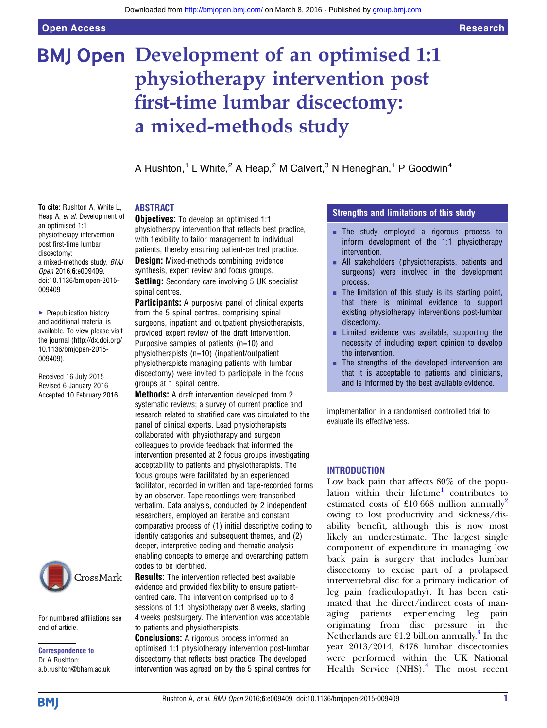Open Access Research

# Development of an optimised 1:1 physiotherapy intervention post first-time lumbar discectomy: a mixed-methods study

A Rushton,[1] L White,[2] A Heap,[2] M Calvert,[3] N Heneghan,[1] P Goodwin[4]

**To cite:** Rushton A, White L, Heap A, *et al*. Development of an optimised 1:1 physiotherapy intervention post first-time lumbar discectomy: a mixed-methods study. *BMJ Open* 2016;**6**:e009409. doi:10.1136/bmjopen-2015-009409

▸ Prepublication history and additional material is available. To view please visit the journal (http://dx.doi.org/10.1136/bmjopen-2015-009409).

Received 16 July 2015
Revised 6 January 2016
Accepted 10 February 2016

For numbered affiliations see end of article.

**Correspondence to**
Dr A Rushton;
a.b.rushton@bham.ac.uk

## ABSTRACT

**Objectives:** To develop an optimised 1:1 physiotherapy intervention that reflects best practice, with flexibility to tailor management to individual patients, thereby ensuring patient-centred practice.

**Design:** Mixed-methods combining evidence synthesis, expert review and focus groups.

**Setting:** Secondary care involving 5 UK specialist spinal centres.

**Participants:** A purposive panel of clinical experts from the 5 spinal centres, comprising spinal surgeons, inpatient and outpatient physiotherapists, provided expert review of the draft intervention. Purposive samples of patients (n=10) and physiotherapists (n=10) (inpatient/outpatient physiotherapists managing patients with lumbar discectomy) were invited to participate in the focus groups at 1 spinal centre.

**Methods:** A draft intervention developed from 2 systematic reviews; a survey of current practice and research related to stratified care was circulated to the panel of clinical experts. Lead physiotherapists collaborated with physiotherapy and surgeon colleagues to provide feedback that informed the intervention presented at 2 focus groups investigating acceptability to patients and physiotherapists. The focus groups were facilitated by an experienced facilitator, recorded in written and tape-recorded forms by an observer. Tape recordings were transcribed verbatim. Data analysis, conducted by 2 independent researchers, employed an iterative and constant comparative process of (1) initial descriptive coding to identify categories and subsequent themes, and (2) deeper, interpretive coding and thematic analysis enabling concepts to emerge and overarching pattern codes to be identified.

**Results:** The intervention reflected best available evidence and provided flexibility to ensure patient-centred care. The intervention comprised up to 8 sessions of 1:1 physiotherapy over 8 weeks, starting 4 weeks postsurgery. The intervention was acceptable to patients and physiotherapists.

**Conclusions:** A rigorous process informed an optimised 1:1 physiotherapy intervention post-lumbar discectomy that reflects best practice. The developed intervention was agreed on by the 5 spinal centres for implementation in a randomised controlled trial to evaluate its effectiveness.

### Strengths and limitations of this study

- The study employed a rigorous process to inform development of the 1:1 physiotherapy intervention.
- All stakeholders (physiotherapists, patients and surgeons) were involved in the development process.
- The limitation of this study is its starting point, that there is minimal evidence to support existing physiotherapy interventions post-lumbar discectomy.
- Limited evidence was available, supporting the necessity of including expert opinion to develop the intervention.
- The strengths of the developed intervention are that it is acceptable to patients and clinicians, and is informed by the best available evidence.

## INTRODUCTION

Low back pain that affects 80% of the population within their lifetime[1] contributes to estimated costs of £10 668 million annually[2] owing to lost productivity and sickness/disability benefit, although this is now most likely an underestimate. The largest single component of expenditure in managing low back pain is surgery that includes lumbar discectomy to excise part of a prolapsed intervertebral disc for a primary indication of leg pain (radiculopathy). It has been estimated that the direct/indirect costs of managing patients experiencing leg pain originating from disc pressure in the Netherlands are €1.2 billion annually.[3] In the year 2013/2014, 8478 lumbar discectomies were performed within the UK National Health Service (NHS).[4] The most recent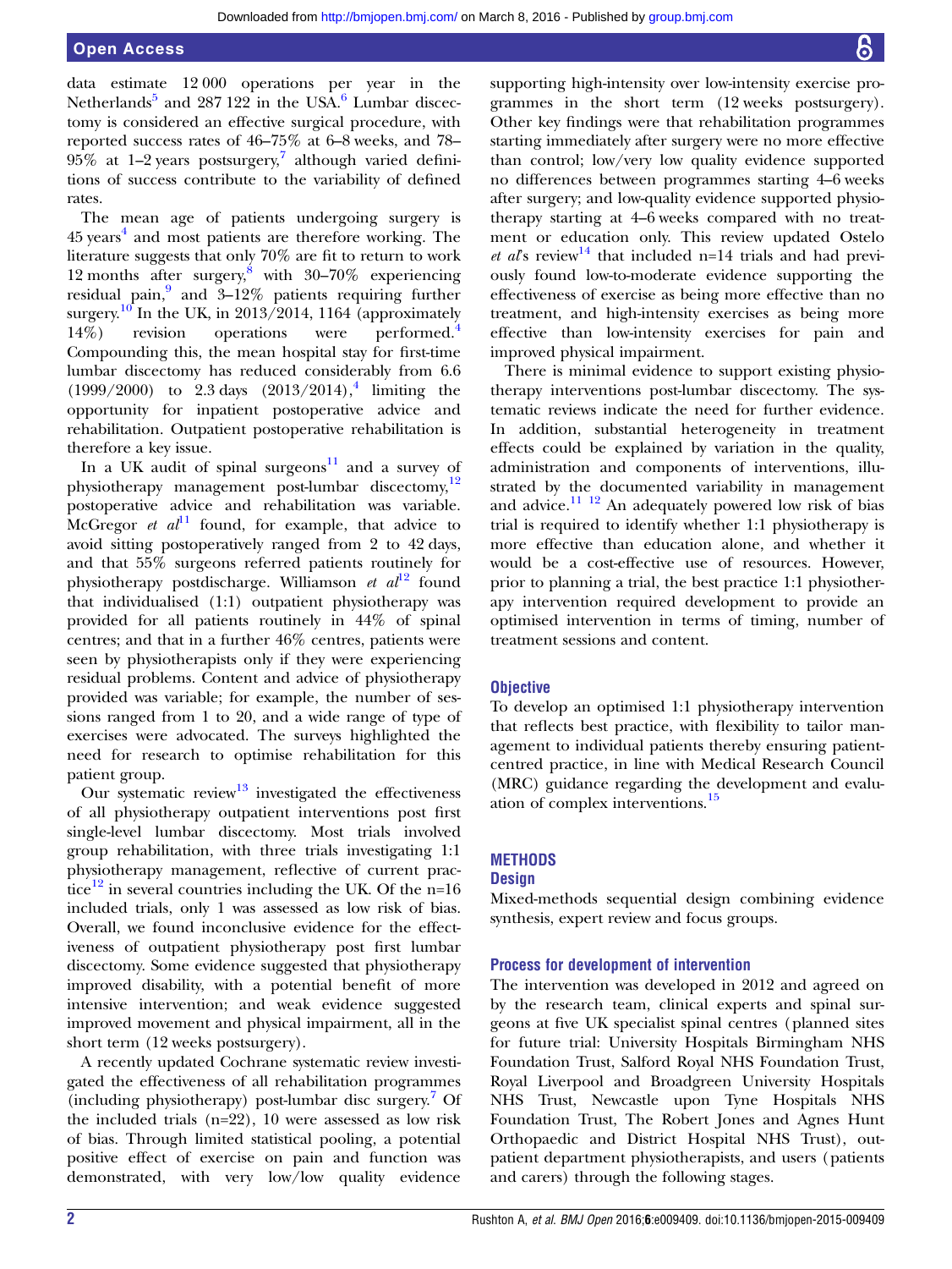data estimate 12 000 operations per year in the Netherlands[5] and 287 122 in the USA.[6] Lumbar discectomy is considered an effective surgical procedure, with reported success rates of 46–75% at 6–8 weeks, and 78–95% at 1–2 years postsurgery,[7] although varied definitions of success contribute to the variability of defined rates.

The mean age of patients undergoing surgery is 45 years[4] and most patients are therefore working. The literature suggests that only 70% are fit to return to work 12 months after surgery,[8] with 30–70% experiencing residual pain,[9] and 3–12% patients requiring further surgery.[10] In the UK, in 2013/2014, 1164 (approximately 14%) revision operations were performed.[4] Compounding this, the mean hospital stay for first-time lumbar discectomy has reduced considerably from 6.6 (1999/2000) to 2.3 days (2013/2014),[4] limiting the opportunity for inpatient postoperative advice and rehabilitation. Outpatient postoperative rehabilitation is therefore a key issue.

In a UK audit of spinal surgeons[11] and a survey of physiotherapy management post-lumbar discectomy,[12] postoperative advice and rehabilitation was variable. McGregor *et al*[11] found, for example, that advice to avoid sitting postoperatively ranged from 2 to 42 days, and that 55% surgeons referred patients routinely for physiotherapy postdischarge. Williamson *et al*[12] found that individualised (1:1) outpatient physiotherapy was provided for all patients routinely in 44% of spinal centres; and that in a further 46% centres, patients were seen by physiotherapists only if they were experiencing residual problems. Content and advice of physiotherapy provided was variable; for example, the number of sessions ranged from 1 to 20, and a wide range of type of exercises were advocated. The surveys highlighted the need for research to optimise rehabilitation for this patient group.

Our systematic review[13] investigated the effectiveness of all physiotherapy outpatient interventions post first single-level lumbar discectomy. Most trials involved group rehabilitation, with three trials investigating 1:1 physiotherapy management, reflective of current practice[12] in several countries including the UK. Of the n=16 included trials, only 1 was assessed as low risk of bias. Overall, we found inconclusive evidence for the effectiveness of outpatient physiotherapy post first lumbar discectomy. Some evidence suggested that physiotherapy improved disability, with a potential benefit of more intensive intervention; and weak evidence suggested improved movement and physical impairment, all in the short term (12 weeks postsurgery).

A recently updated Cochrane systematic review investigated the effectiveness of all rehabilitation programmes (including physiotherapy) post-lumbar disc surgery.[7] Of the included trials (n=22), 10 were assessed as low risk of bias. Through limited statistical pooling, a potential positive effect of exercise on pain and function was demonstrated, with very low/low quality evidence supporting high-intensity over low-intensity exercise programmes in the short term (12 weeks postsurgery). Other key findings were that rehabilitation programmes starting immediately after surgery were no more effective than control; low/very low quality evidence supported no differences between programmes starting 4–6 weeks after surgery; and low-quality evidence supported physiotherapy starting at 4–6 weeks compared with no treatment or education only. This review updated Ostelo *et al*'s review[14] that included n=14 trials and had previously found low-to-moderate evidence supporting the effectiveness of exercise as being more effective than no treatment, and high-intensity exercises as being more effective than low-intensity exercises for pain and improved physical impairment.

There is minimal evidence to support existing physiotherapy interventions post-lumbar discectomy. The systematic reviews indicate the need for further evidence. In addition, substantial heterogeneity in treatment effects could be explained by variation in the quality, administration and components of interventions, illustrated by the documented variability in management and advice.[11,12] An adequately powered low risk of bias trial is required to identify whether 1:1 physiotherapy is more effective than education alone, and whether it would be a cost-effective use of resources. However, prior to planning a trial, the best practice 1:1 physiotherapy intervention required development to provide an optimised intervention in terms of timing, number of treatment sessions and content.

## Objective

To develop an optimised 1:1 physiotherapy intervention that reflects best practice, with flexibility to tailor management to individual patients thereby ensuring patient-centred practice, in line with Medical Research Council (MRC) guidance regarding the development and evaluation of complex interventions.[15]

## METHODS

### Design

Mixed-methods sequential design combining evidence synthesis, expert review and focus groups.

### Process for development of intervention

The intervention was developed in 2012 and agreed on by the research team, clinical experts and spinal surgeons at five UK specialist spinal centres (planned sites for future trial: University Hospitals Birmingham NHS Foundation Trust, Salford Royal NHS Foundation Trust, Royal Liverpool and Broadgreen University Hospitals NHS Trust, Newcastle upon Tyne Hospitals NHS Foundation Trust, The Robert Jones and Agnes Hunt Orthopaedic and District Hospital NHS Trust), outpatient department physiotherapists, and users (patients and carers) through the following stages.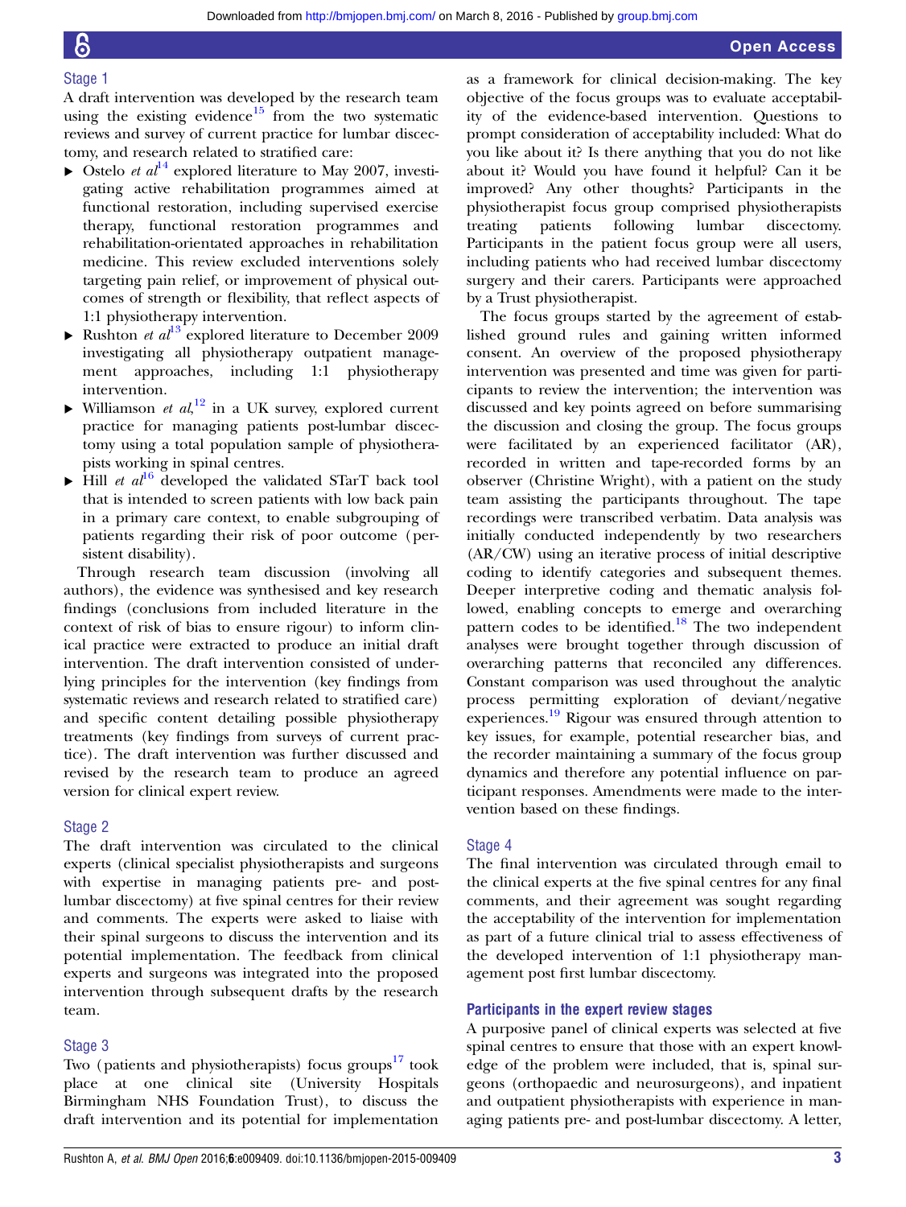### Stage 1

A draft intervention was developed by the research team using the existing evidence[15] from the two systematic reviews and survey of current practice for lumbar discectomy, and research related to stratified care:

- Ostelo *et al*[14] explored literature to May 2007, investigating active rehabilitation programmes aimed at functional restoration, including supervised exercise therapy, functional restoration programmes and rehabilitation-orientated approaches in rehabilitation medicine. This review excluded interventions solely targeting pain relief, or improvement of physical outcomes of strength or flexibility, that reflect aspects of 1:1 physiotherapy intervention.
- Rushton *et al*[13] explored literature to December 2009 investigating all physiotherapy outpatient management approaches, including 1:1 physiotherapy intervention.
- Williamson *et al*,[12] in a UK survey, explored current practice for managing patients post-lumbar discectomy using a total population sample of physiotherapists working in spinal centres.
- Hill *et al*[16] developed the validated STarT back tool that is intended to screen patients with low back pain in a primary care context, to enable subgrouping of patients regarding their risk of poor outcome (persistent disability).

Through research team discussion (involving all authors), the evidence was synthesised and key research findings (conclusions from included literature in the context of risk of bias to ensure rigour) to inform clinical practice were extracted to produce an initial draft intervention. The draft intervention consisted of underlying principles for the intervention (key findings from systematic reviews and research related to stratified care) and specific content detailing possible physiotherapy treatments (key findings from surveys of current practice). The draft intervention was further discussed and revised by the research team to produce an agreed version for clinical expert review.

### Stage 2

The draft intervention was circulated to the clinical experts (clinical specialist physiotherapists and surgeons with expertise in managing patients pre- and post-lumbar discectomy) at five spinal centres for their review and comments. The experts were asked to liaise with their spinal surgeons to discuss the intervention and its potential implementation. The feedback from clinical experts and surgeons was integrated into the proposed intervention through subsequent drafts by the research team.

### Stage 3

Two (patients and physiotherapists) focus groups[17] took place at one clinical site (University Hospitals Birmingham NHS Foundation Trust), to discuss the draft intervention and its potential for implementation as a framework for clinical decision-making. The key objective of the focus groups was to evaluate acceptability of the evidence-based intervention. Questions to prompt consideration of acceptability included: What do you like about it? Is there anything that you do not like about it? Would you have found it helpful? Can it be improved? Any other thoughts? Participants in the physiotherapist focus group comprised physiotherapists treating patients following lumbar discectomy. Participants in the patient focus group were all users, including patients who had received lumbar discectomy surgery and their carers. Participants were approached by a Trust physiotherapist.

The focus groups started by the agreement of established ground rules and gaining written informed consent. An overview of the proposed physiotherapy intervention was presented and time was given for participants to review the intervention; the intervention was discussed and key points agreed on before summarising the discussion and closing the group. The focus groups were facilitated by an experienced facilitator (AR), recorded in written and tape-recorded forms by an observer (Christine Wright), with a patient on the study team assisting the participants throughout. The tape recordings were transcribed verbatim. Data analysis was initially conducted independently by two researchers (AR/CW) using an iterative process of initial descriptive coding to identify categories and subsequent themes. Deeper interpretive coding and thematic analysis followed, enabling concepts to emerge and overarching pattern codes to be identified.[18] The two independent analyses were brought together through discussion of overarching patterns that reconciled any differences. Constant comparison was used throughout the analytic process permitting exploration of deviant/negative experiences.[19] Rigour was ensured through attention to key issues, for example, potential researcher bias, and the recorder maintaining a summary of the focus group dynamics and therefore any potential influence on participant responses. Amendments were made to the intervention based on these findings.

### Stage 4

The final intervention was circulated through email to the clinical experts at the five spinal centres for any final comments, and their agreement was sought regarding the acceptability of the intervention for implementation as part of a future clinical trial to assess effectiveness of the developed intervention of 1:1 physiotherapy management post first lumbar discectomy.

### Participants in the expert review stages

A purposive panel of clinical experts was selected at five spinal centres to ensure that those with an expert knowledge of the problem were included, that is, spinal surgeons (orthopaedic and neurosurgeons), and inpatient and outpatient physiotherapists with experience in managing patients pre- and post-lumbar discectomy. A letter,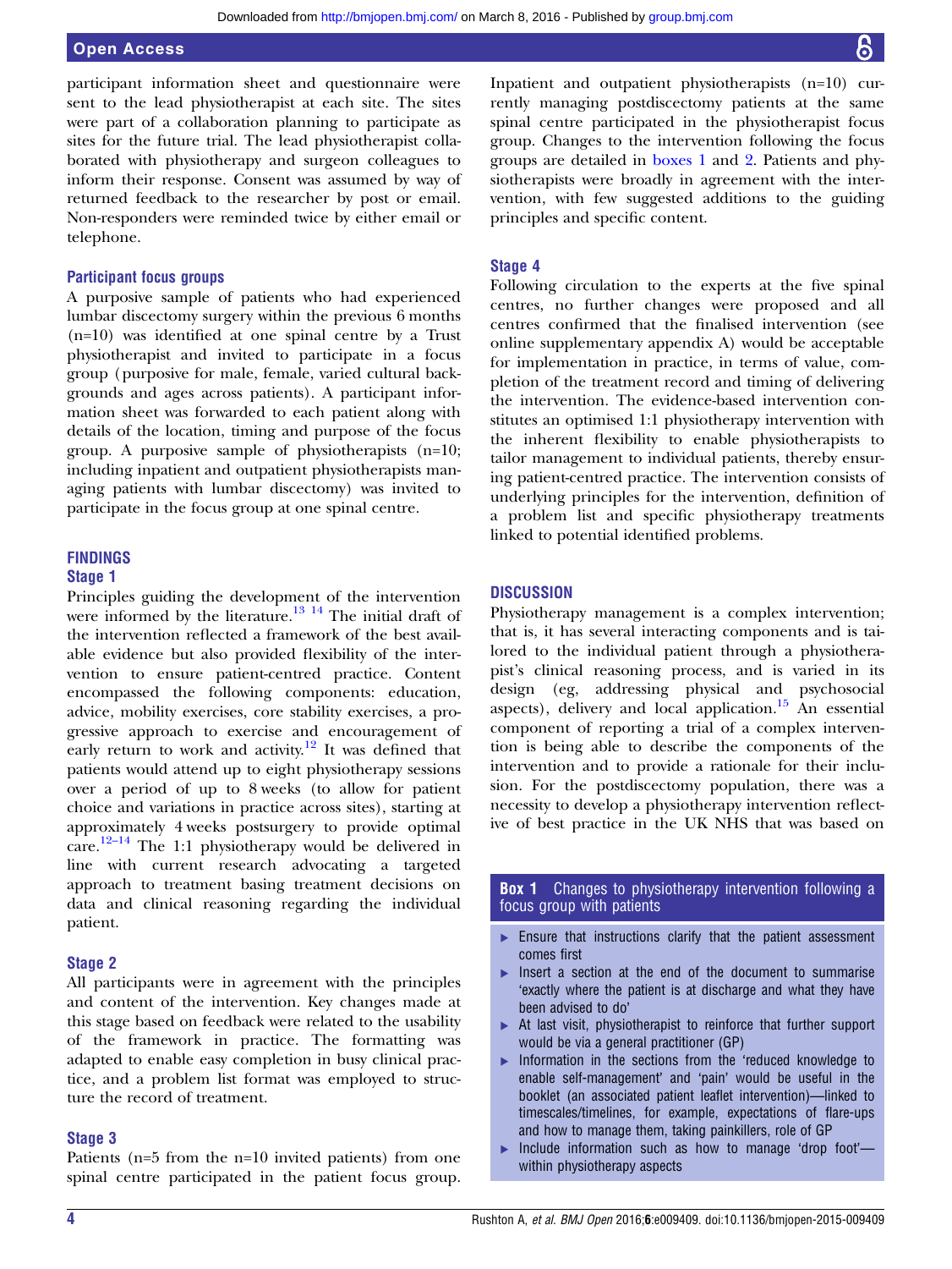participant information sheet and questionnaire were sent to the lead physiotherapist at each site. The sites were part of a collaboration planning to participate as sites for the future trial. The lead physiotherapist collaborated with physiotherapy and surgeon colleagues to inform their response. Consent was assumed by way of returned feedback to the researcher by post or email. Non-responders were reminded twice by either email or telephone.

### Participant focus groups

A purposive sample of patients who had experienced lumbar discectomy surgery within the previous 6 months (n=10) was identified at one spinal centre by a Trust physiotherapist and invited to participate in a focus group (purposive for male, female, varied cultural backgrounds and ages across patients). A participant information sheet was forwarded to each patient along with details of the location, timing and purpose of the focus group. A purposive sample of physiotherapists (n=10; including inpatient and outpatient physiotherapists managing patients with lumbar discectomy) was invited to participate in the focus group at one spinal centre.

## FINDINGS

### Stage 1

Principles guiding the development of the intervention were informed by the literature.[13 14] The initial draft of the intervention reflected a framework of the best available evidence but also provided flexibility of the intervention to ensure patient-centred practice. Content encompassed the following components: education, advice, mobility exercises, core stability exercises, a progressive approach to exercise and encouragement of early return to work and activity.[12] It was defined that patients would attend up to eight physiotherapy sessions over a period of up to 8 weeks (to allow for patient choice and variations in practice across sites), starting at approximately 4 weeks postsurgery to provide optimal care.[12–14] The 1:1 physiotherapy would be delivered in line with current research advocating a targeted approach to treatment basing treatment decisions on data and clinical reasoning regarding the individual patient.

### Stage 2

All participants were in agreement with the principles and content of the intervention. Key changes made at this stage based on feedback were related to the usability of the framework in practice. The formatting was adapted to enable easy completion in busy clinical practice, and a problem list format was employed to structure the record of treatment.

### Stage 3

Patients (n=5 from the n=10 invited patients) from one spinal centre participated in the patient focus group. Inpatient and outpatient physiotherapists (n=10) currently managing postdiscectomy patients at the same spinal centre participated in the physiotherapist focus group. Changes to the intervention following the focus groups are detailed in boxes 1 and 2. Patients and physiotherapists were broadly in agreement with the intervention, with few suggested additions to the guiding principles and specific content.

### Stage 4

Following circulation to the experts at the five spinal centres, no further changes were proposed and all centres confirmed that the finalised intervention (see online supplementary appendix A) would be acceptable for implementation in practice, in terms of value, completion of the treatment record and timing of delivering the intervention. The evidence-based intervention constitutes an optimised 1:1 physiotherapy intervention with the inherent flexibility to enable physiotherapists to tailor management to individual patients, thereby ensuring patient-centred practice. The intervention consists of underlying principles for the intervention, definition of a problem list and specific physiotherapy treatments linked to potential identified problems.

## DISCUSSION

Physiotherapy management is a complex intervention; that is, it has several interacting components and is tailored to the individual patient through a physiotherapist's clinical reasoning process, and is varied in its design (eg, addressing physical and psychosocial aspects), delivery and local application.[15] An essential component of reporting a trial of a complex intervention is being able to describe the components of the intervention and to provide a rationale for their inclusion. For the postdiscectomy population, there was a necessity to develop a physiotherapy intervention reflective of best practice in the UK NHS that was based on

**Box 1 Changes to physiotherapy intervention following a focus group with patients**

- Ensure that instructions clarify that the patient assessment comes first
- Insert a section at the end of the document to summarise 'exactly where the patient is at discharge and what they have been advised to do'
- At last visit, physiotherapist to reinforce that further support would be via a general practitioner (GP)
- Information in the sections from the 'reduced knowledge to enable self-management' and 'pain' would be useful in the booklet (an associated patient leaflet intervention)—linked to timescales/timelines, for example, expectations of flare-ups and how to manage them, taking painkillers, role of GP
- Include information such as how to manage 'drop foot'—within physiotherapy aspects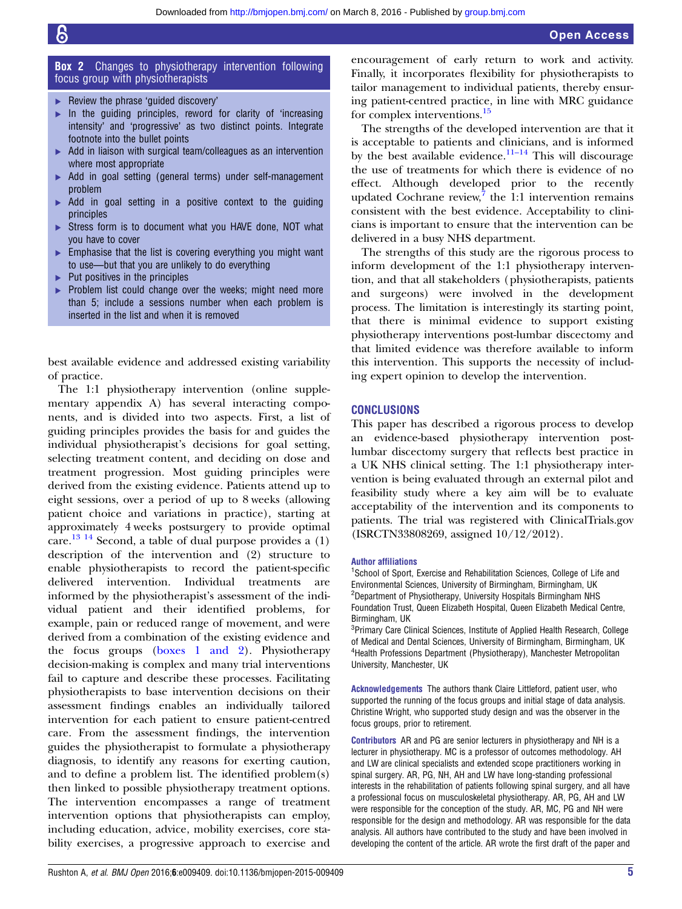**Box 2** Changes to physiotherapy intervention following focus group with physiotherapists

- Review the phrase 'guided discovery'
- In the guiding principles, reword for clarity of 'increasing intensity' and 'progressive' as two distinct points. Integrate footnote into the bullet points
- Add in liaison with surgical team/colleagues as an intervention where most appropriate
- Add in goal setting (general terms) under self-management problem
- Add in goal setting in a positive context to the guiding principles
- Stress form is to document what you HAVE done, NOT what you have to cover
- Emphasise that the list is covering everything you might want to use—but that you are unlikely to do everything
- Put positives in the principles
- Problem list could change over the weeks; might need more than 5; include a sessions number when each problem is inserted in the list and when it is removed

best available evidence and addressed existing variability of practice.

The 1:1 physiotherapy intervention (online supplementary appendix A) has several interacting components, and is divided into two aspects. First, a list of guiding principles provides the basis for and guides the individual physiotherapist's decisions for goal setting, selecting treatment content, and deciding on dose and treatment progression. Most guiding principles were derived from the existing evidence. Patients attend up to eight sessions, over a period of up to 8 weeks (allowing patient choice and variations in practice), starting at approximately 4 weeks postsurgery to provide optimal care.[13 14] Second, a table of dual purpose provides a (1) description of the intervention and (2) structure to enable physiotherapists to record the patient-specific delivered intervention. Individual treatments are informed by the physiotherapist's assessment of the individual patient and their identified problems, for example, pain or reduced range of movement, and were derived from a combination of the existing evidence and the focus groups (boxes 1 and 2). Physiotherapy decision-making is complex and many trial interventions fail to capture and describe these processes. Facilitating physiotherapists to base intervention decisions on their assessment findings enables an individually tailored intervention for each patient to ensure patient-centred care. From the assessment findings, the intervention guides the physiotherapist to formulate a physiotherapy diagnosis, to identify any reasons for exerting caution, and to define a problem list. The identified problem(s) then linked to possible physiotherapy treatment options. The intervention encompasses a range of treatment intervention options that physiotherapists can employ, including education, advice, mobility exercises, core stability exercises, a progressive approach to exercise and encouragement of early return to work and activity. Finally, it incorporates flexibility for physiotherapists to tailor management to individual patients, thereby ensuring patient-centred practice, in line with MRC guidance for complex interventions.[15]

The strengths of the developed intervention are that it is acceptable to patients and clinicians, and is informed by the best available evidence.[11–14] This will discourage the use of treatments for which there is evidence of no effect. Although developed prior to the recently updated Cochrane review,[7] the 1:1 intervention remains consistent with the best evidence. Acceptability to clinicians is important to ensure that the intervention can be delivered in a busy NHS department.

The strengths of this study are the rigorous process to inform development of the 1:1 physiotherapy intervention, and that all stakeholders (physiotherapists, patients and surgeons) were involved in the development process. The limitation is interestingly its starting point, that there is minimal evidence to support existing physiotherapy interventions post-lumbar discectomy and that limited evidence was therefore available to inform this intervention. This supports the necessity of including expert opinion to develop the intervention.

## CONCLUSIONS

This paper has described a rigorous process to develop an evidence-based physiotherapy intervention post-lumbar discectomy surgery that reflects best practice in a UK NHS clinical setting. The 1:1 physiotherapy intervention is being evaluated through an external pilot and feasibility study where a key aim will be to evaluate acceptability of the intervention and its components to patients. The trial was registered with ClinicalTrials.gov (ISRCTN33808269, assigned 10/12/2012).

**Author affiliations**

[1]School of Sport, Exercise and Rehabilitation Sciences, College of Life and Environmental Sciences, University of Birmingham, Birmingham, UK
[2]Department of Physiotherapy, University Hospitals Birmingham NHS Foundation Trust, Queen Elizabeth Hospital, Queen Elizabeth Medical Centre, Birmingham, UK
[3]Primary Care Clinical Sciences, Institute of Applied Health Research, College of Medical and Dental Sciences, University of Birmingham, Birmingham, UK
[4]Health Professions Department (Physiotherapy), Manchester Metropolitan University, Manchester, UK

**Acknowledgements** The authors thank Claire Littleford, patient user, who supported the running of the focus groups and initial stage of data analysis. Christine Wright, who supported study design and was the observer in the focus groups, prior to retirement.

**Contributors** AR and PG are senior lecturers in physiotherapy and NH is a lecturer in physiotherapy. MC is a professor of outcomes methodology. AH and LW are clinical specialists and extended scope practitioners working in spinal surgery. AR, PG, NH, AH and LW have long-standing professional interests in the rehabilitation of patients following spinal surgery, and all have a professional focus on musculoskeletal physiotherapy. AR, PG, AH and LW were responsible for the conception of the study. AR, MC, PG and NH were responsible for the design and methodology. AR was responsible for the data analysis. All authors have contributed to the study and have been involved in developing the content of the article. AR wrote the first draft of the paper and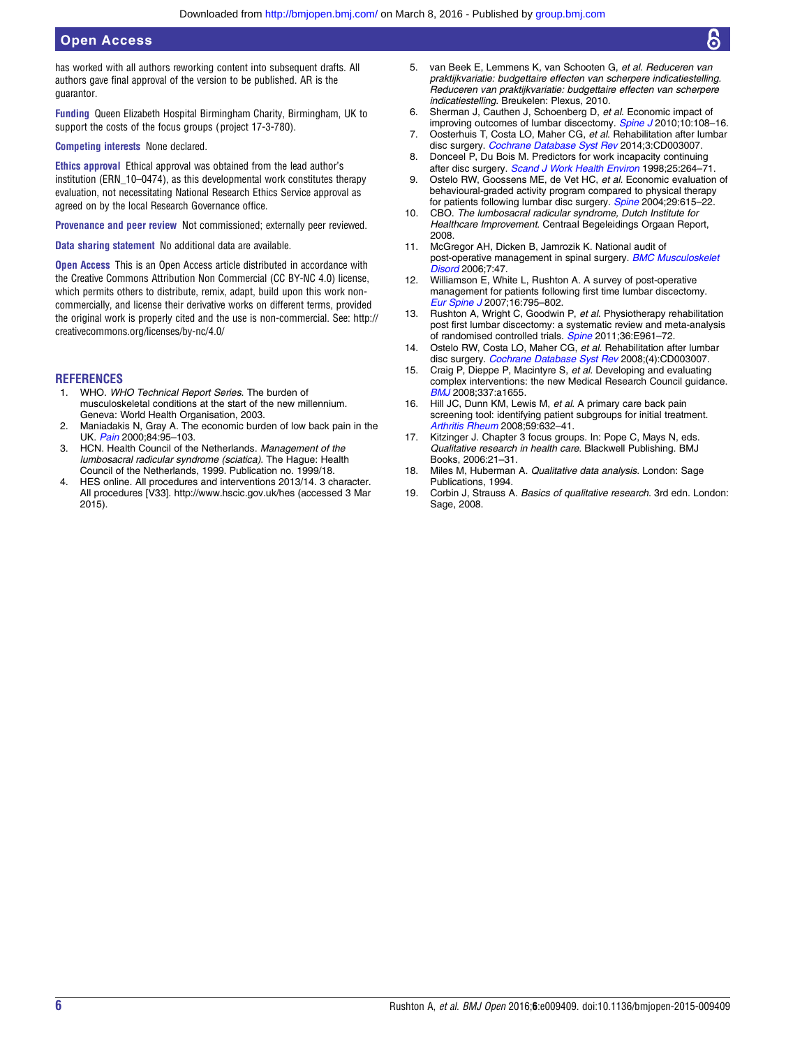has worked with all authors reworking content into subsequent drafts. All authors gave final approval of the version to be published. AR is the guarantor.

**Funding** Queen Elizabeth Hospital Birmingham Charity, Birmingham, UK to support the costs of the focus groups (project 17-3-780).

**Competing interests** None declared.

**Ethics approval** Ethical approval was obtained from the lead author's institution (ERN_10–0474), as this developmental work constitutes therapy evaluation, not necessitating National Research Ethics Service approval as agreed on by the local Research Governance office.

**Provenance and peer review** Not commissioned; externally peer reviewed.

**Data sharing statement** No additional data are available.

**Open Access** This is an Open Access article distributed in accordance with the Creative Commons Attribution Non Commercial (CC BY-NC 4.0) license, which permits others to distribute, remix, adapt, build upon this work non-commercially, and license their derivative works on different terms, provided the original work is properly cited and the use is non-commercial. See: http://creativecommons.org/licenses/by-nc/4.0/

## REFERENCES

1. WHO. *WHO Technical Report Series*. The burden of musculoskeletal conditions at the start of the new millennium. Geneva: World Health Organisation, 2003.
2. Maniadakis N, Gray A. The economic burden of low back pain in the UK. *Pain* 2000;84:95–103.
3. HCN. Health Council of the Netherlands. *Management of the lumbosacral radicular syndrome (sciatica)*. The Hague: Health Council of the Netherlands, 1999. Publication no. 1999/18.
4. HES online. All procedures and interventions 2013/14. 3 character. All procedures [V33]. http://www.hscic.gov.uk/hes (accessed 3 Mar 2015).
5. van Beek E, Lemmens K, van Schooten G, *et al*. *Reduceren van praktijkvariatie: budgettaire effecten van scherpere indicatiestelling. Reduceren van praktijkvariatie: budgettaire effecten van scherpere indicatiestelling*. Breukelen: Plexus, 2010.
6. Sherman J, Cauthen J, Schoenberg D, *et al*. Economic impact of improving outcomes of lumbar discectomy. *Spine J* 2010;10:108–16.
7. Oosterhuis T, Costa LO, Maher CG, *et al*. Rehabilitation after lumbar disc surgery. *Cochrane Database Syst Rev* 2014;3:CD003007.
8. Donceel P, Du Bois M. Predictors for work incapacity continuing after disc surgery. *Scand J Work Health Environ* 1998;25:264–71.
9. Ostelo RW, Goossens ME, de Vet HC, *et al*. Economic evaluation of behavioural-graded activity program compared to physical therapy for patients following lumbar disc surgery. *Spine* 2004;29:615–22.
10. CBO. *The lumbosacral radicular syndrome, Dutch Institute for Healthcare Improvement*. Centraal Begeleidings Orgaan Report, 2008.
11. McGregor AH, Dicken B, Jamrozik K. National audit of post-operative management in spinal surgery. *BMC Musculoskelet Disord* 2006;7:47.
12. Williamson E, White L, Rushton A. A survey of post-operative management for patients following first time lumbar discectomy. *Eur Spine J* 2007;16:795–802.
13. Rushton A, Wright C, Goodwin P, *et al*. Physiotherapy rehabilitation post first lumbar discectomy: a systematic review and meta-analysis of randomised controlled trials. *Spine* 2011;36:E961–72.
14. Ostelo RW, Costa LO, Maher CG, *et al*. Rehabilitation after lumbar disc surgery. *Cochrane Database Syst Rev* 2008;(4):CD003007.
15. Craig P, Dieppe P, Macintyre S, *et al*. Developing and evaluating complex interventions: the new Medical Research Council guidance. *BMJ* 2008;337:a1655.
16. Hill JC, Dunn KM, Lewis M, *et al*. A primary care back pain screening tool: identifying patient subgroups for initial treatment. *Arthritis Rheum* 2008;59:632–41.
17. Kitzinger J. Chapter 3 focus groups. In: Pope C, Mays N, eds. *Qualitative research in health care*. Blackwell Publishing. BMJ Books, 2006:21–31.
18. Miles M, Huberman A. *Qualitative data analysis*. London: Sage Publications, 1994.
19. Corbin J, Strauss A. *Basics of qualitative research*. 3rd edn. London: Sage, 2008.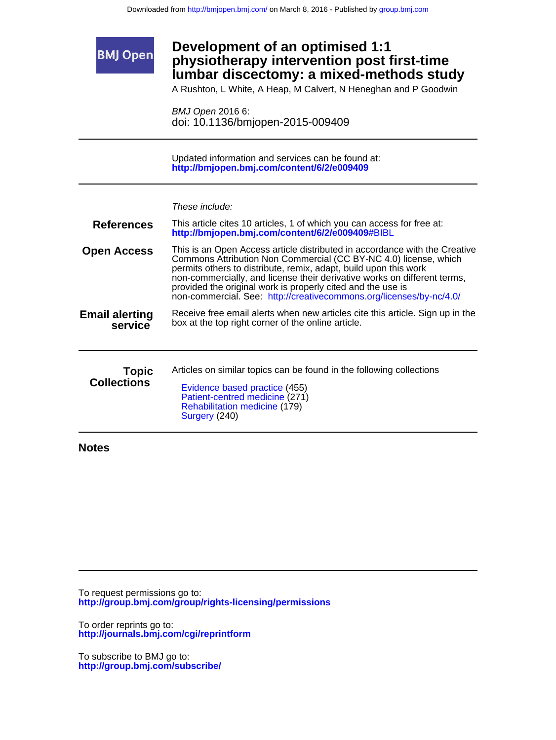Downloaded from http://bmjopen.bmj.com/ on March 8, 2016 - Published by group.bmj.com

BMJ Open

# Development of an optimised 1:1 physiotherapy intervention post first-time lumbar discectomy: a mixed-methods study

A Rushton, L White, A Heap, M Calvert, N Heneghan and P Goodwin

*BMJ Open* 2016 6:
doi: 10.1136/bmjopen-2015-009409

Updated information and services can be found at:
**http://bmjopen.bmj.com/content/6/2/e009409**

*These include:*

**References**

This article cites 10 articles, 1 of which you can access for free at:
**http://bmjopen.bmj.com/content/6/2/e009409**#BIBL

**Open Access**

This is an Open Access article distributed in accordance with the Creative Commons Attribution Non Commercial (CC BY-NC 4.0) license, which permits others to distribute, remix, adapt, build upon this work non-commercially, and license their derivative works on different terms, provided the original work is properly cited and the use is non-commercial. See: http://creativecommons.org/licenses/by-nc/4.0/

**Email alerting service**

Receive free email alerts when new articles cite this article. Sign up in the box at the top right corner of the online article.

**Topic Collections**

Articles on similar topics can be found in the following collections

- Evidence based practice (455)
- Patient-centred medicine (271)
- Rehabilitation medicine (179)
- Surgery (240)

## Notes

To request permissions go to:
**http://group.bmj.com/group/rights-licensing/permissions**

To order reprints go to:
**http://journals.bmj.com/cgi/reprintform**

To subscribe to BMJ go to:
**http://group.bmj.com/subscribe/**